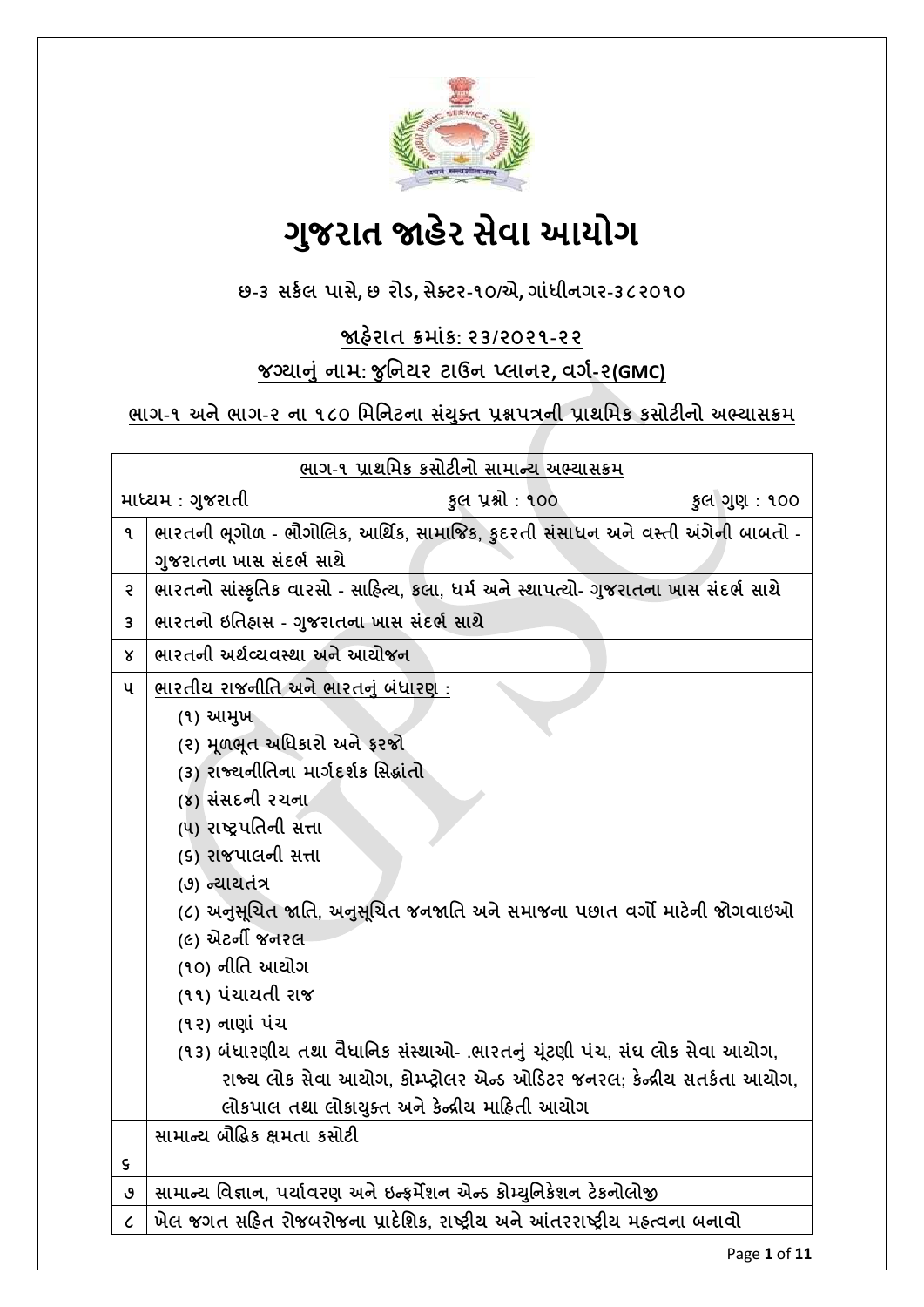# ગુજરાત જાહેર સેવા આયોગ

**છ-૩ સર્કલ પાસે, છ રોડ, સેક્ટર-૧૦/એ, ગાંધીનગર-૩૮૨૦૧૦**

**જાહેરાત ક્રમાંક: ૨૩/૨૦૨૧-૨૨**

**જગ્યાનું નામ: જુનિયર ટાઉન પ્લાનર, વર્ગ-૨(GMC)**

**ભાગ-૧ અને ભાગ-૨ ના ૧૮૦ મિનિટના સંયુક્ત પ્રશ્નપત્રની પ્રાથમિક કસોટીનો અભ્યાસક્રમ**

| ભાગ-૧ પ્રાથમિક કસોટીનો સામાન્ય અભ્યાસક્રમ | |
|---|---|
| માધ્યમ : ગુજરાતી | કુલ પ્રશ્નો : ૧૦૦ &nbsp;&nbsp;&nbsp; કુલ ગુણ : ૧૦૦ |
| ૧ | ભારતની ભૂગોળ - ભૌગોલિક, આર્થિક, સામાજિક, કુદરતી સંસાધન અને વસ્તી અંગેની બાબતો - ગુજરાતના ખાસ સંદર્ભ સાથે |
| ૨ | ભારતનો સાંસ્કૃતિક વારસો - સાહિત્ય, કલા, ધર્મ અને સ્થાપત્યો- ગુજરાતના ખાસ સંદર્ભ સાથે |
| ૩ | ભારતનો ઇતિહાસ - ગુજરાતના ખાસ સંદર્ભ સાથે |
| ૪ | ભારતની અર્થવ્યવસ્થા અને આયોજન |
| ૫ | ભારતીય રાજનીતિ અને ભારતનું બંધારણ :<br>(૧) આમુખ<br>(૨) મૂળભૂત અધિકારો અને ફરજો<br>(૩) રાજ્યનીતિના માર્ગદર્શક સિદ્ધાંતો<br>(૪) સંસદની રચના<br>(૫) રાષ્ટ્રપતિની સત્તા<br>(૬) રાજપાલની સત્તા<br>(૭) ન્યાયતંત્ર<br>(૮) અનુસૂચિત જાતિ, અનુસૂચિત જનજાતિ અને સમાજના પછાત વર્ગો માટેની જોગવાઇઓ<br>(૯) એટર્ની જનરલ<br>(૧૦) નીતિ આયોગ<br>(૧૧) પંચાયતી રાજ<br>(૧૨) નાણાં પંચ<br>(૧૩) બંધારણીય તથા વૈધાનિક સંસ્થાઓ- .ભારતનું ચૂંટણી પંચ, સંઘ લોક સેવા આયોગ, રાજ્ય લોક સેવા આયોગ, કોમ્પ્ટ્રોલર એન્ડ ઓડિટર જનરલ; કેન્દ્રીય સતર્કતા આયોગ, લોકપાલ તથા લોકાયુક્ત અને કેન્દ્રીય માહિતી આયોગ |
| ૬ | સામાન્ય બૌદ્ધિક ક્ષમતા કસોટી |
| ૭ | સામાન્ય વિજ્ઞાન, પર્યાવરણ અને ઇન્ફર્મેશન એન્ડ કોમ્યુનિકેશન ટેકનોલોજી |
| ૮ | ખેલ જગત સહિત રોજબરોજના પ્રાદેશિક, રાષ્ટ્રીય અને આંતરરાષ્ટ્રીય મહત્વના બનાવો |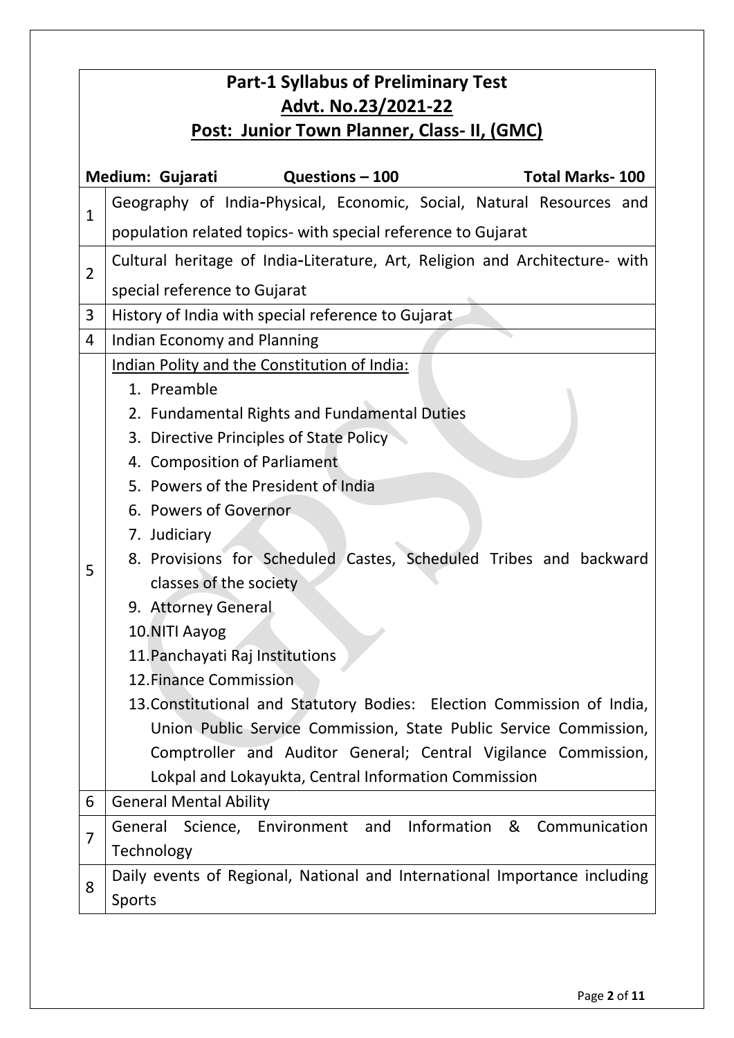# Part-1 Syllabus of Preliminary Test

## Advt. No.23/2021-22

## Post: Junior Town Planner, Class- II, (GMC)

**Medium: Gujarati** | **Questions – 100** | **Total Marks- 100**

| | |
|---|---|
| 1 | Geography of India-Physical, Economic, Social, Natural Resources and population related topics- with special reference to Gujarat |
| 2 | Cultural heritage of India-Literature, Art, Religion and Architecture- with special reference to Gujarat |
| 3 | History of India with special reference to Gujarat |
| 4 | Indian Economy and Planning |
| 5 | Indian Polity and the Constitution of India:<br>1. Preamble<br>2. Fundamental Rights and Fundamental Duties<br>3. Directive Principles of State Policy<br>4. Composition of Parliament<br>5. Powers of the President of India<br>6. Powers of Governor<br>7. Judiciary<br>8. Provisions for Scheduled Castes, Scheduled Tribes and backward classes of the society<br>9. Attorney General<br>10. NITI Aayog<br>11. Panchayati Raj Institutions<br>12. Finance Commission<br>13. Constitutional and Statutory Bodies: Election Commission of India, Union Public Service Commission, State Public Service Commission, Comptroller and Auditor General; Central Vigilance Commission, Lokpal and Lokayukta, Central Information Commission |
| 6 | General Mental Ability |
| 7 | General Science, Environment and Information & Communication Technology |
| 8 | Daily events of Regional, National and International Importance including Sports |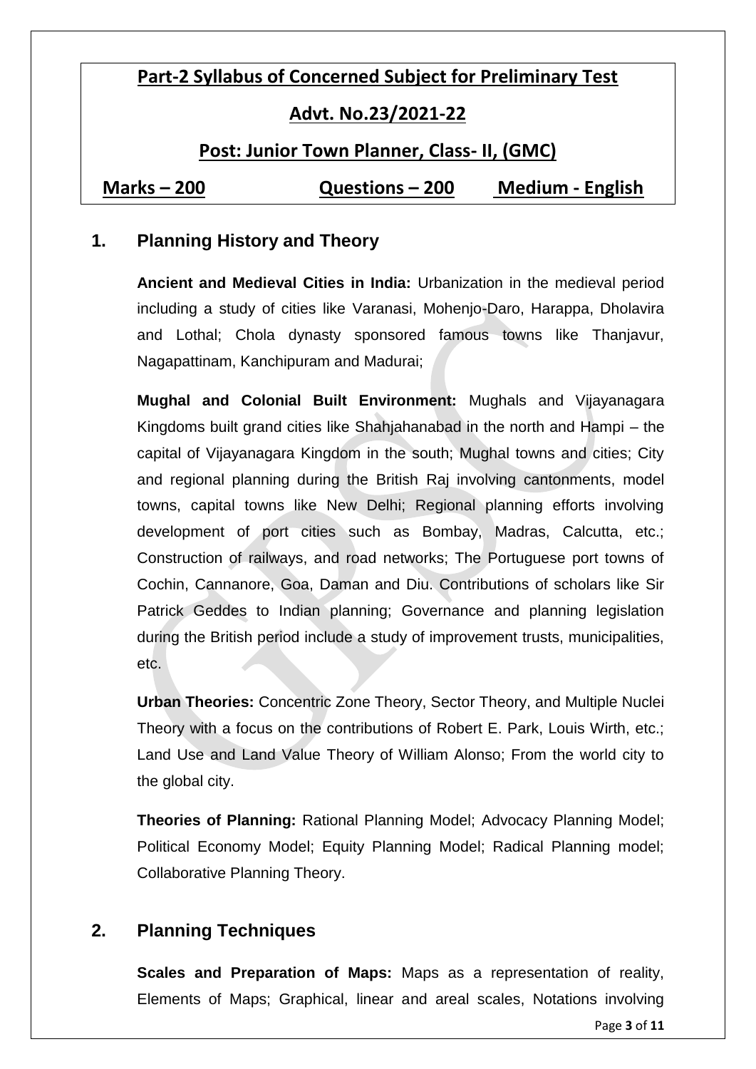**Part-2 Syllabus of Concerned Subject for Preliminary Test**

**Advt. No.23/2021-22**

**Post: Junior Town Planner, Class- II, (GMC)**

**Marks – 200** | **Questions – 200** | **Medium - English**

## 1. Planning History and Theory

**Ancient and Medieval Cities in India:** Urbanization in the medieval period including a study of cities like Varanasi, Mohenjo-Daro, Harappa, Dholavira and Lothal; Chola dynasty sponsored famous towns like Thanjavur, Nagapattinam, Kanchipuram and Madurai;

**Mughal and Colonial Built Environment:** Mughals and Vijayanagara Kingdoms built grand cities like Shahjahanabad in the north and Hampi – the capital of Vijayanagara Kingdom in the south; Mughal towns and cities; City and regional planning during the British Raj involving cantonments, model towns, capital towns like New Delhi; Regional planning efforts involving development of port cities such as Bombay, Madras, Calcutta, etc.; Construction of railways, and road networks; The Portuguese port towns of Cochin, Cannanore, Goa, Daman and Diu. Contributions of scholars like Sir Patrick Geddes to Indian planning; Governance and planning legislation during the British period include a study of improvement trusts, municipalities, etc.

**Urban Theories:** Concentric Zone Theory, Sector Theory, and Multiple Nuclei Theory with a focus on the contributions of Robert E. Park, Louis Wirth, etc.; Land Use and Land Value Theory of William Alonso; From the world city to the global city.

**Theories of Planning:** Rational Planning Model; Advocacy Planning Model; Political Economy Model; Equity Planning Model; Radical Planning model; Collaborative Planning Theory.

## 2. Planning Techniques

**Scales and Preparation of Maps:** Maps as a representation of reality, Elements of Maps; Graphical, linear and areal scales, Notations involving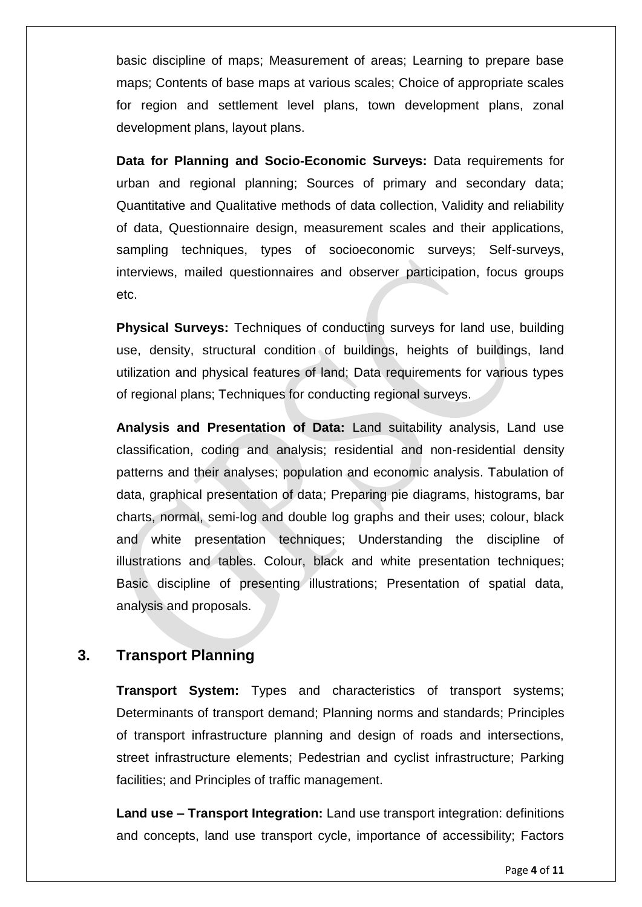basic discipline of maps; Measurement of areas; Learning to prepare base maps; Contents of base maps at various scales; Choice of appropriate scales for region and settlement level plans, town development plans, zonal development plans, layout plans.

**Data for Planning and Socio-Economic Surveys:** Data requirements for urban and regional planning; Sources of primary and secondary data; Quantitative and Qualitative methods of data collection, Validity and reliability of data, Questionnaire design, measurement scales and their applications, sampling techniques, types of socioeconomic surveys; Self-surveys, interviews, mailed questionnaires and observer participation, focus groups etc.

**Physical Surveys:** Techniques of conducting surveys for land use, building use, density, structural condition of buildings, heights of buildings, land utilization and physical features of land; Data requirements for various types of regional plans; Techniques for conducting regional surveys.

**Analysis and Presentation of Data:** Land suitability analysis, Land use classification, coding and analysis; residential and non-residential density patterns and their analyses; population and economic analysis. Tabulation of data, graphical presentation of data; Preparing pie diagrams, histograms, bar charts, normal, semi-log and double log graphs and their uses; colour, black and white presentation techniques; Understanding the discipline of illustrations and tables. Colour, black and white presentation techniques; Basic discipline of presenting illustrations; Presentation of spatial data, analysis and proposals.

## 3. Transport Planning

**Transport System:** Types and characteristics of transport systems; Determinants of transport demand; Planning norms and standards; Principles of transport infrastructure planning and design of roads and intersections, street infrastructure elements; Pedestrian and cyclist infrastructure; Parking facilities; and Principles of traffic management.

**Land use – Transport Integration:** Land use transport integration: definitions and concepts, land use transport cycle, importance of accessibility; Factors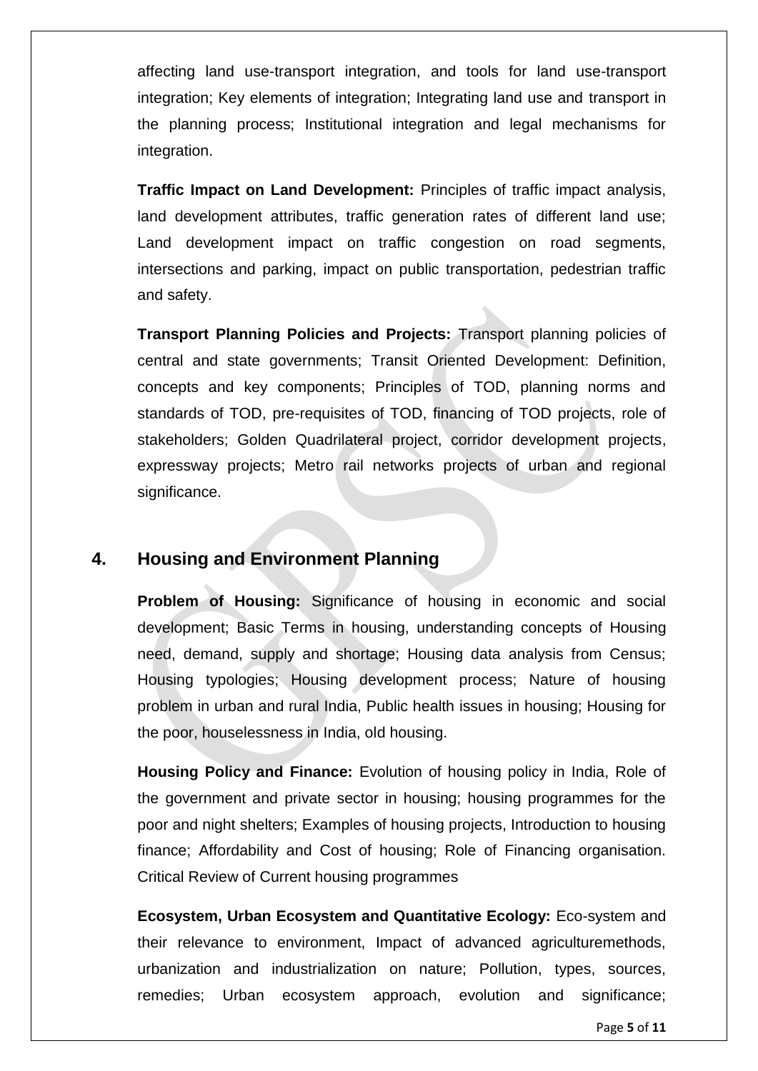affecting land use-transport integration, and tools for land use-transport integration; Key elements of integration; Integrating land use and transport in the planning process; Institutional integration and legal mechanisms for integration.

**Traffic Impact on Land Development:** Principles of traffic impact analysis, land development attributes, traffic generation rates of different land use; Land development impact on traffic congestion on road segments, intersections and parking, impact on public transportation, pedestrian traffic and safety.

**Transport Planning Policies and Projects:** Transport planning policies of central and state governments; Transit Oriented Development: Definition, concepts and key components; Principles of TOD, planning norms and standards of TOD, pre-requisites of TOD, financing of TOD projects, role of stakeholders; Golden Quadrilateral project, corridor development projects, expressway projects; Metro rail networks projects of urban and regional significance.

## 4. Housing and Environment Planning

**Problem of Housing:** Significance of housing in economic and social development; Basic Terms in housing, understanding concepts of Housing need, demand, supply and shortage; Housing data analysis from Census; Housing typologies; Housing development process; Nature of housing problem in urban and rural India, Public health issues in housing; Housing for the poor, houselessness in India, old housing.

**Housing Policy and Finance:** Evolution of housing policy in India, Role of the government and private sector in housing; housing programmes for the poor and night shelters; Examples of housing projects, Introduction to housing finance; Affordability and Cost of housing; Role of Financing organisation. Critical Review of Current housing programmes

**Ecosystem, Urban Ecosystem and Quantitative Ecology:** Eco-system and their relevance to environment, Impact of advanced agriculturemethods, urbanization and industrialization on nature; Pollution, types, sources, remedies; Urban ecosystem approach, evolution and significance;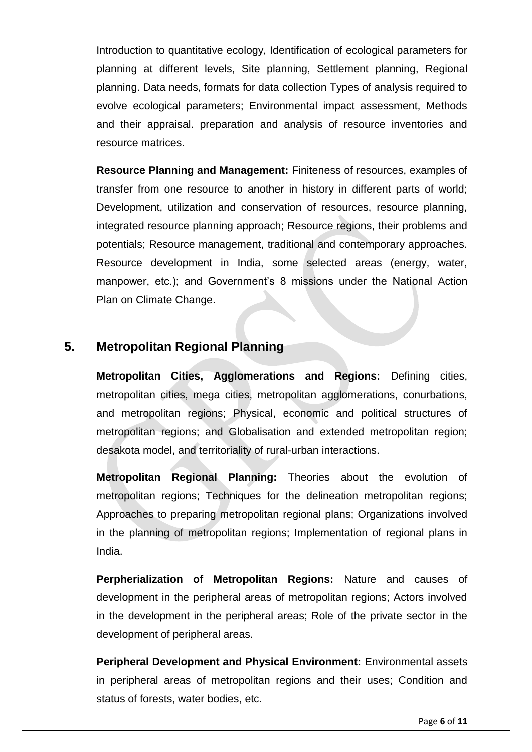Introduction to quantitative ecology, Identification of ecological parameters for planning at different levels, Site planning, Settlement planning, Regional planning. Data needs, formats for data collection Types of analysis required to evolve ecological parameters; Environmental impact assessment, Methods and their appraisal. preparation and analysis of resource inventories and resource matrices.

**Resource Planning and Management:** Finiteness of resources, examples of transfer from one resource to another in history in different parts of world; Development, utilization and conservation of resources, resource planning, integrated resource planning approach; Resource regions, their problems and potentials; Resource management, traditional and contemporary approaches. Resource development in India, some selected areas (energy, water, manpower, etc.); and Government's 8 missions under the National Action Plan on Climate Change.

## 5. Metropolitan Regional Planning

**Metropolitan Cities, Agglomerations and Regions:** Defining cities, metropolitan cities, mega cities, metropolitan agglomerations, conurbations, and metropolitan regions; Physical, economic and political structures of metropolitan regions; and Globalisation and extended metropolitan region; desakota model, and territoriality of rural-urban interactions.

**Metropolitan Regional Planning:** Theories about the evolution of metropolitan regions; Techniques for the delineation metropolitan regions; Approaches to preparing metropolitan regional plans; Organizations involved in the planning of metropolitan regions; Implementation of regional plans in India.

**Perpherialization of Metropolitan Regions:** Nature and causes of development in the peripheral areas of metropolitan regions; Actors involved in the development in the peripheral areas; Role of the private sector in the development of peripheral areas.

**Peripheral Development and Physical Environment:** Environmental assets in peripheral areas of metropolitan regions and their uses; Condition and status of forests, water bodies, etc.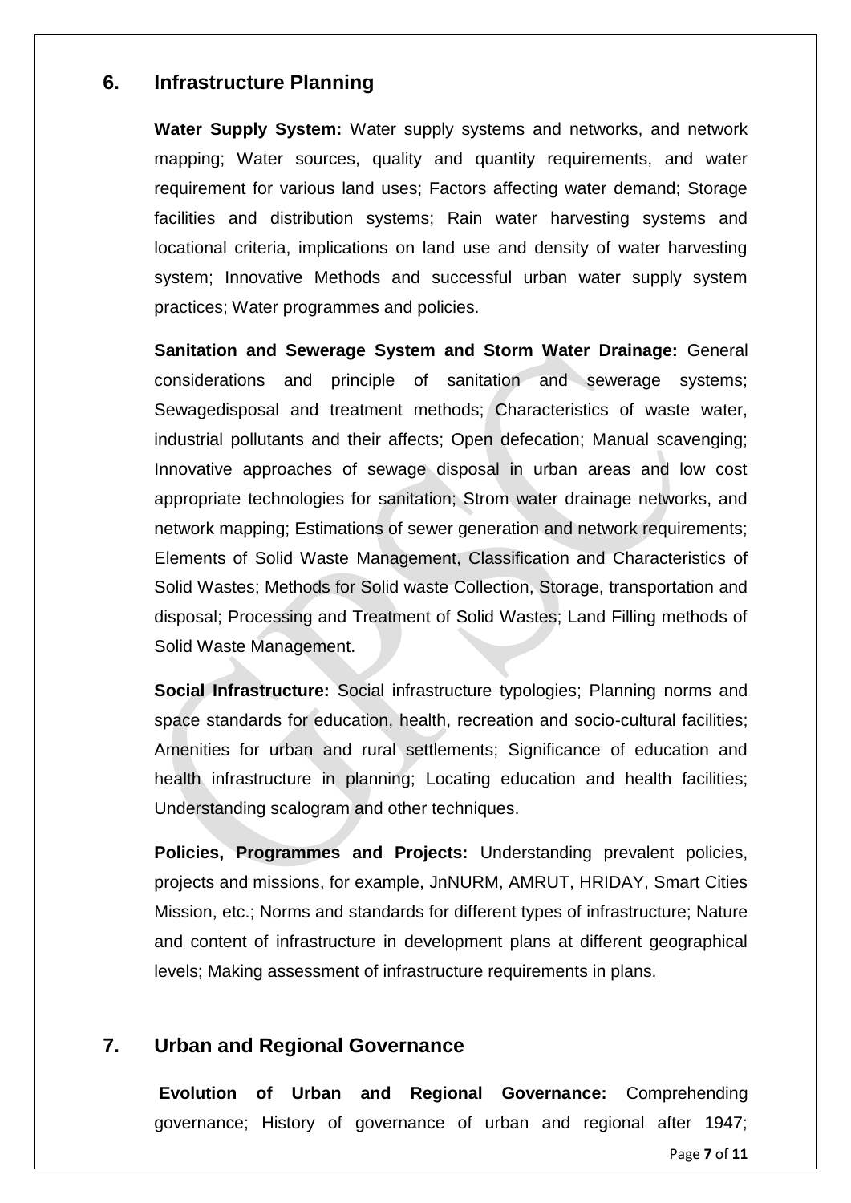## 6. Infrastructure Planning

**Water Supply System:** Water supply systems and networks, and network mapping; Water sources, quality and quantity requirements, and water requirement for various land uses; Factors affecting water demand; Storage facilities and distribution systems; Rain water harvesting systems and locational criteria, implications on land use and density of water harvesting system; Innovative Methods and successful urban water supply system practices; Water programmes and policies.

**Sanitation and Sewerage System and Storm Water Drainage:** General considerations and principle of sanitation and sewerage systems; Sewagedisposal and treatment methods; Characteristics of waste water, industrial pollutants and their affects; Open defecation; Manual scavenging; Innovative approaches of sewage disposal in urban areas and low cost appropriate technologies for sanitation; Strom water drainage networks, and network mapping; Estimations of sewer generation and network requirements; Elements of Solid Waste Management, Classification and Characteristics of Solid Wastes; Methods for Solid waste Collection, Storage, transportation and disposal; Processing and Treatment of Solid Wastes; Land Filling methods of Solid Waste Management.

**Social Infrastructure:** Social infrastructure typologies; Planning norms and space standards for education, health, recreation and socio-cultural facilities; Amenities for urban and rural settlements; Significance of education and health infrastructure in planning; Locating education and health facilities; Understanding scalogram and other techniques.

**Policies, Programmes and Projects:** Understanding prevalent policies, projects and missions, for example, JnNURM, AMRUT, HRIDAY, Smart Cities Mission, etc.; Norms and standards for different types of infrastructure; Nature and content of infrastructure in development plans at different geographical levels; Making assessment of infrastructure requirements in plans.

## 7. Urban and Regional Governance

**Evolution of Urban and Regional Governance:** Comprehending governance; History of governance of urban and regional after 1947;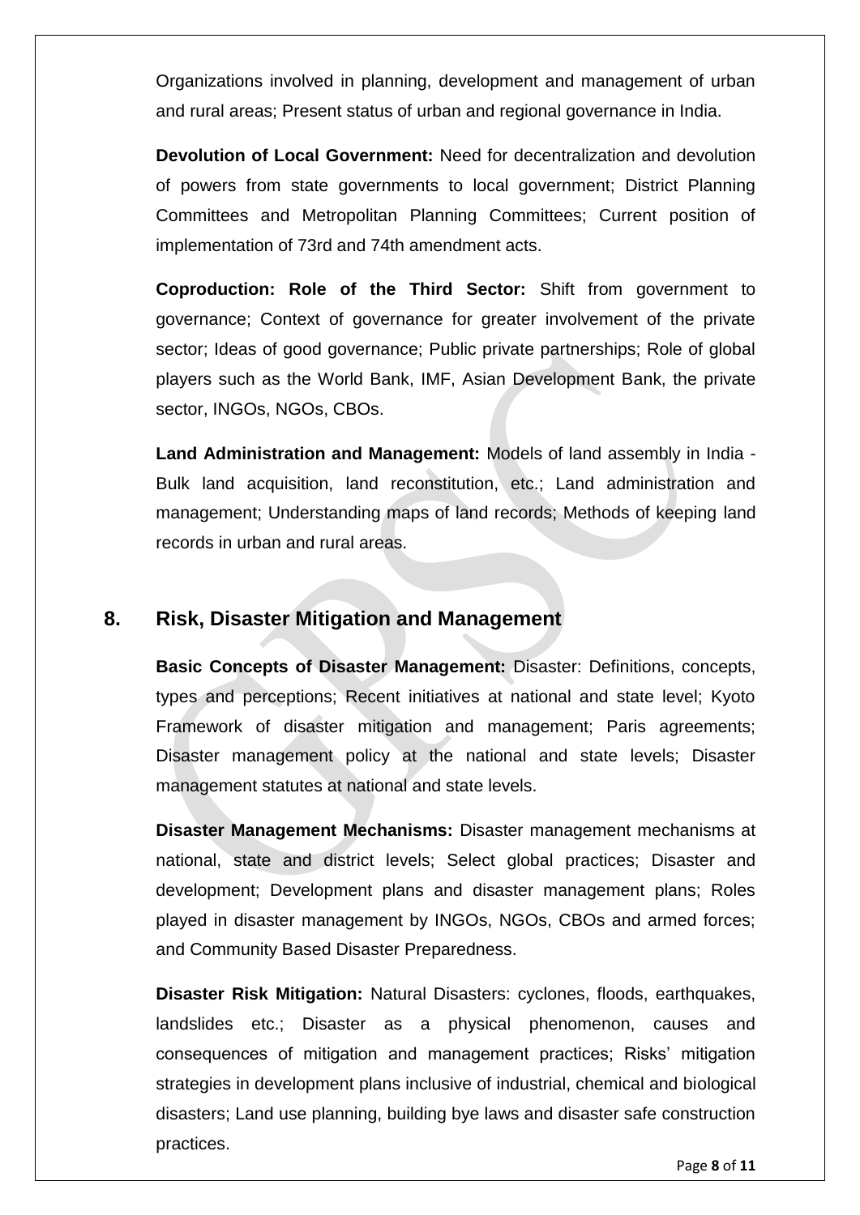Organizations involved in planning, development and management of urban and rural areas; Present status of urban and regional governance in India.

**Devolution of Local Government:** Need for decentralization and devolution of powers from state governments to local government; District Planning Committees and Metropolitan Planning Committees; Current position of implementation of 73rd and 74th amendment acts.

**Coproduction: Role of the Third Sector:** Shift from government to governance; Context of governance for greater involvement of the private sector; Ideas of good governance; Public private partnerships; Role of global players such as the World Bank, IMF, Asian Development Bank, the private sector, INGOs, NGOs, CBOs.

**Land Administration and Management:** Models of land assembly in India - Bulk land acquisition, land reconstitution, etc.; Land administration and management; Understanding maps of land records; Methods of keeping land records in urban and rural areas.

## 8. Risk, Disaster Mitigation and Management

**Basic Concepts of Disaster Management:** Disaster: Definitions, concepts, types and perceptions; Recent initiatives at national and state level; Kyoto Framework of disaster mitigation and management; Paris agreements; Disaster management policy at the national and state levels; Disaster management statutes at national and state levels.

**Disaster Management Mechanisms:** Disaster management mechanisms at national, state and district levels; Select global practices; Disaster and development; Development plans and disaster management plans; Roles played in disaster management by INGOs, NGOs, CBOs and armed forces; and Community Based Disaster Preparedness.

**Disaster Risk Mitigation:** Natural Disasters: cyclones, floods, earthquakes, landslides etc.; Disaster as a physical phenomenon, causes and consequences of mitigation and management practices; Risks' mitigation strategies in development plans inclusive of industrial, chemical and biological disasters; Land use planning, building bye laws and disaster safe construction practices.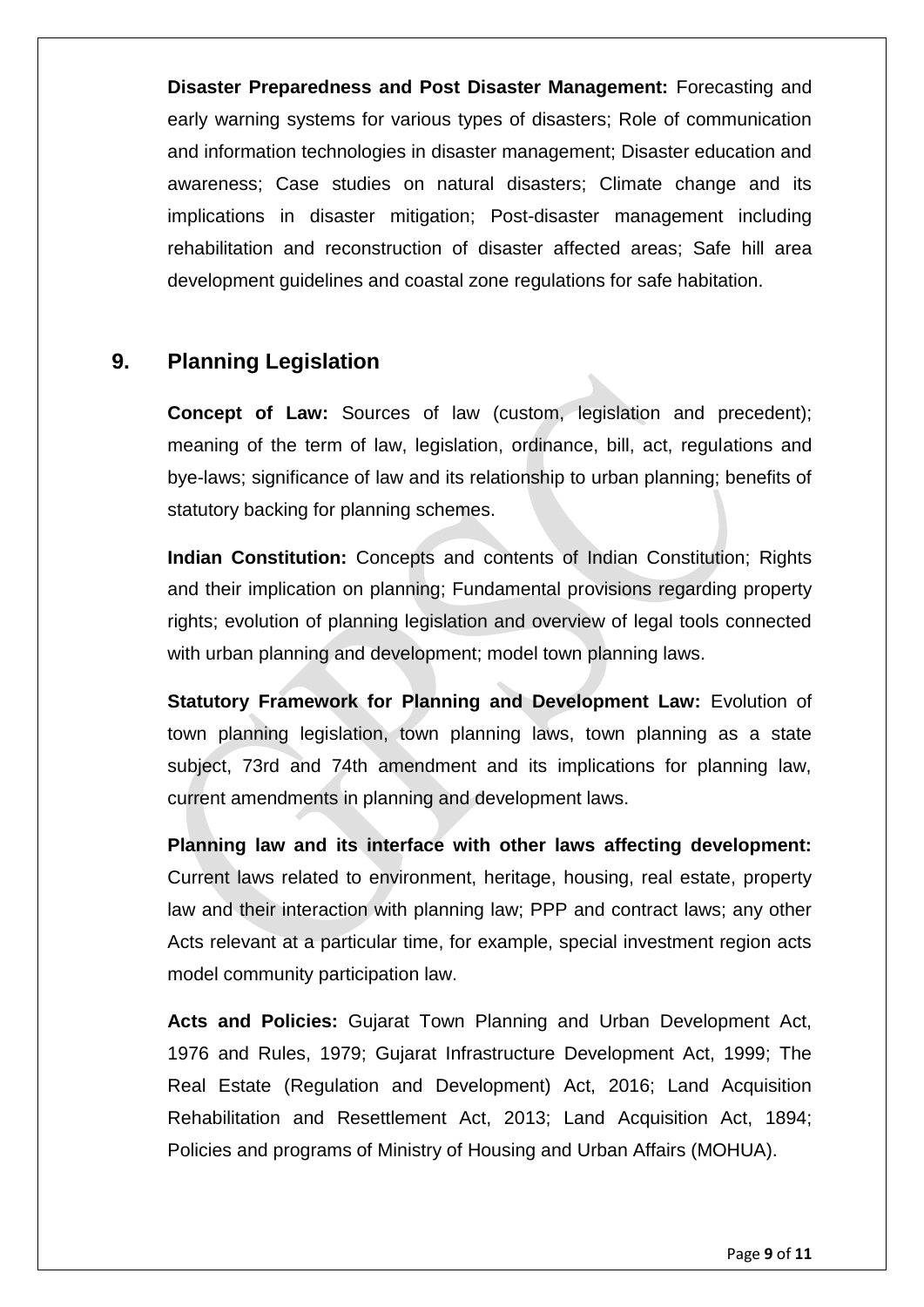**Disaster Preparedness and Post Disaster Management:** Forecasting and early warning systems for various types of disasters; Role of communication and information technologies in disaster management; Disaster education and awareness; Case studies on natural disasters; Climate change and its implications in disaster mitigation; Post-disaster management including rehabilitation and reconstruction of disaster affected areas; Safe hill area development guidelines and coastal zone regulations for safe habitation.

## 9. Planning Legislation

**Concept of Law:** Sources of law (custom, legislation and precedent); meaning of the term of law, legislation, ordinance, bill, act, regulations and bye-laws; significance of law and its relationship to urban planning; benefits of statutory backing for planning schemes.

**Indian Constitution:** Concepts and contents of Indian Constitution; Rights and their implication on planning; Fundamental provisions regarding property rights; evolution of planning legislation and overview of legal tools connected with urban planning and development; model town planning laws.

**Statutory Framework for Planning and Development Law:** Evolution of town planning legislation, town planning laws, town planning as a state subject, 73rd and 74th amendment and its implications for planning law, current amendments in planning and development laws.

**Planning law and its interface with other laws affecting development:** Current laws related to environment, heritage, housing, real estate, property law and their interaction with planning law; PPP and contract laws; any other Acts relevant at a particular time, for example, special investment region acts model community participation law.

**Acts and Policies:** Gujarat Town Planning and Urban Development Act, 1976 and Rules, 1979; Gujarat Infrastructure Development Act, 1999; The Real Estate (Regulation and Development) Act, 2016; Land Acquisition Rehabilitation and Resettlement Act, 2013; Land Acquisition Act, 1894; Policies and programs of Ministry of Housing and Urban Affairs (MOHUA).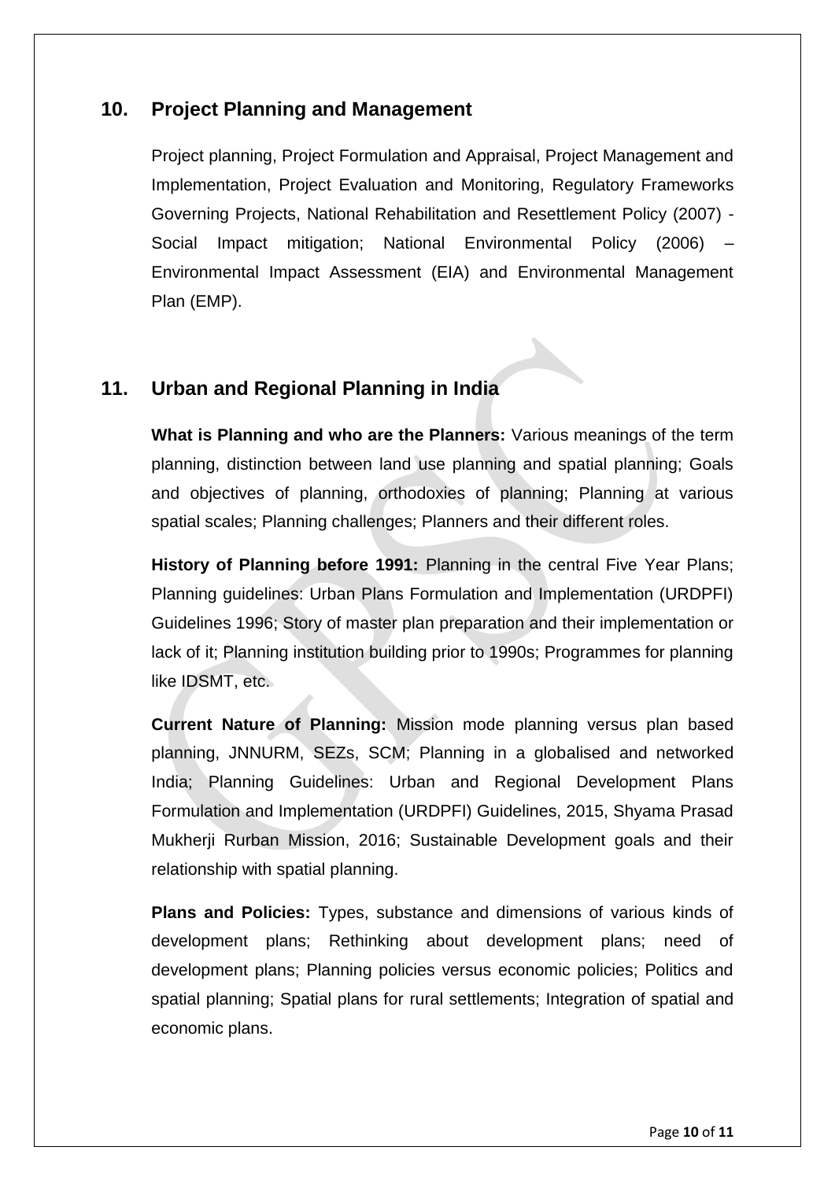## 10. Project Planning and Management

Project planning, Project Formulation and Appraisal, Project Management and Implementation, Project Evaluation and Monitoring, Regulatory Frameworks Governing Projects, National Rehabilitation and Resettlement Policy (2007) - Social Impact mitigation; National Environmental Policy (2006) – Environmental Impact Assessment (EIA) and Environmental Management Plan (EMP).

## 11. Urban and Regional Planning in India

**What is Planning and who are the Planners:** Various meanings of the term planning, distinction between land use planning and spatial planning; Goals and objectives of planning, orthodoxies of planning; Planning at various spatial scales; Planning challenges; Planners and their different roles.

**History of Planning before 1991:** Planning in the central Five Year Plans; Planning guidelines: Urban Plans Formulation and Implementation (URDPFI) Guidelines 1996; Story of master plan preparation and their implementation or lack of it; Planning institution building prior to 1990s; Programmes for planning like IDSMT, etc.

**Current Nature of Planning:** Mission mode planning versus plan based planning, JNNURM, SEZs, SCM; Planning in a globalised and networked India; Planning Guidelines: Urban and Regional Development Plans Formulation and Implementation (URDPFI) Guidelines, 2015, Shyama Prasad Mukherji Rurban Mission, 2016; Sustainable Development goals and their relationship with spatial planning.

**Plans and Policies:** Types, substance and dimensions of various kinds of development plans; Rethinking about development plans; need of development plans; Planning policies versus economic policies; Politics and spatial planning; Spatial plans for rural settlements; Integration of spatial and economic plans.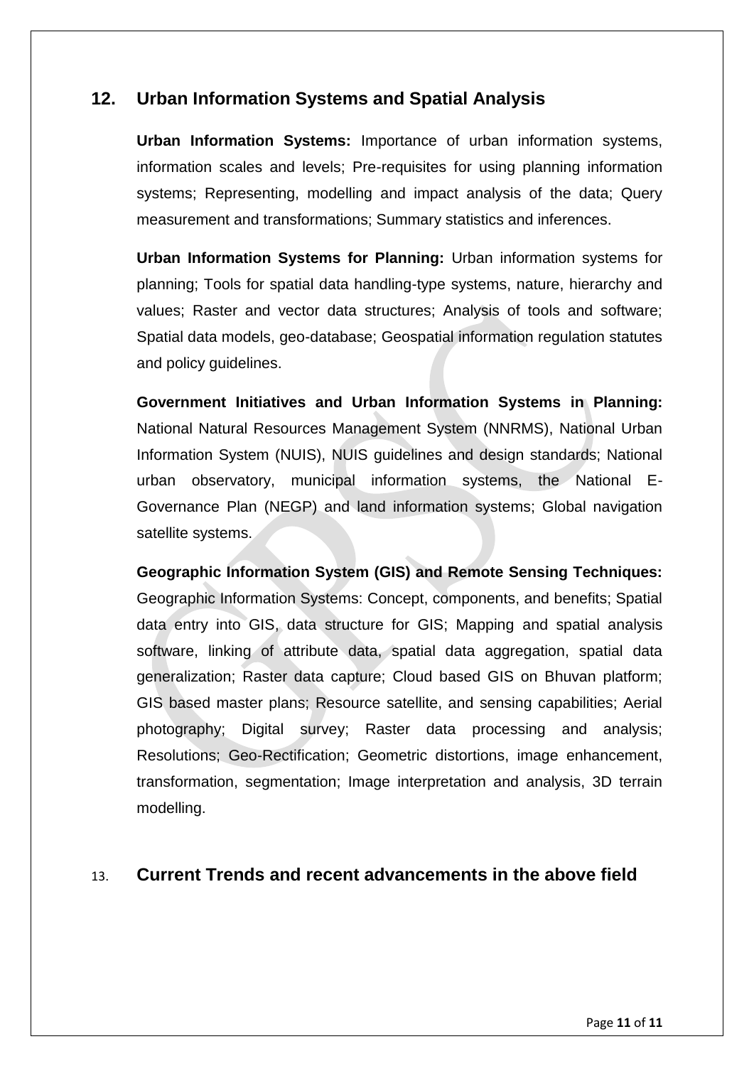## 12. Urban Information Systems and Spatial Analysis

**Urban Information Systems:** Importance of urban information systems, information scales and levels; Pre-requisites for using planning information systems; Representing, modelling and impact analysis of the data; Query measurement and transformations; Summary statistics and inferences.

**Urban Information Systems for Planning:** Urban information systems for planning; Tools for spatial data handling-type systems, nature, hierarchy and values; Raster and vector data structures; Analysis of tools and software; Spatial data models, geo-database; Geospatial information regulation statutes and policy guidelines.

**Government Initiatives and Urban Information Systems in Planning:** National Natural Resources Management System (NNRMS), National Urban Information System (NUIS), NUIS guidelines and design standards; National urban observatory, municipal information systems, the National E-Governance Plan (NEGP) and land information systems; Global navigation satellite systems.

**Geographic Information System (GIS) and Remote Sensing Techniques:** Geographic Information Systems: Concept, components, and benefits; Spatial data entry into GIS, data structure for GIS; Mapping and spatial analysis software, linking of attribute data, spatial data aggregation, spatial data generalization; Raster data capture; Cloud based GIS on Bhuvan platform; GIS based master plans; Resource satellite, and sensing capabilities; Aerial photography; Digital survey; Raster data processing and analysis; Resolutions; Geo-Rectification; Geometric distortions, image enhancement, transformation, segmentation; Image interpretation and analysis, 3D terrain modelling.

## 13. Current Trends and recent advancements in the above field